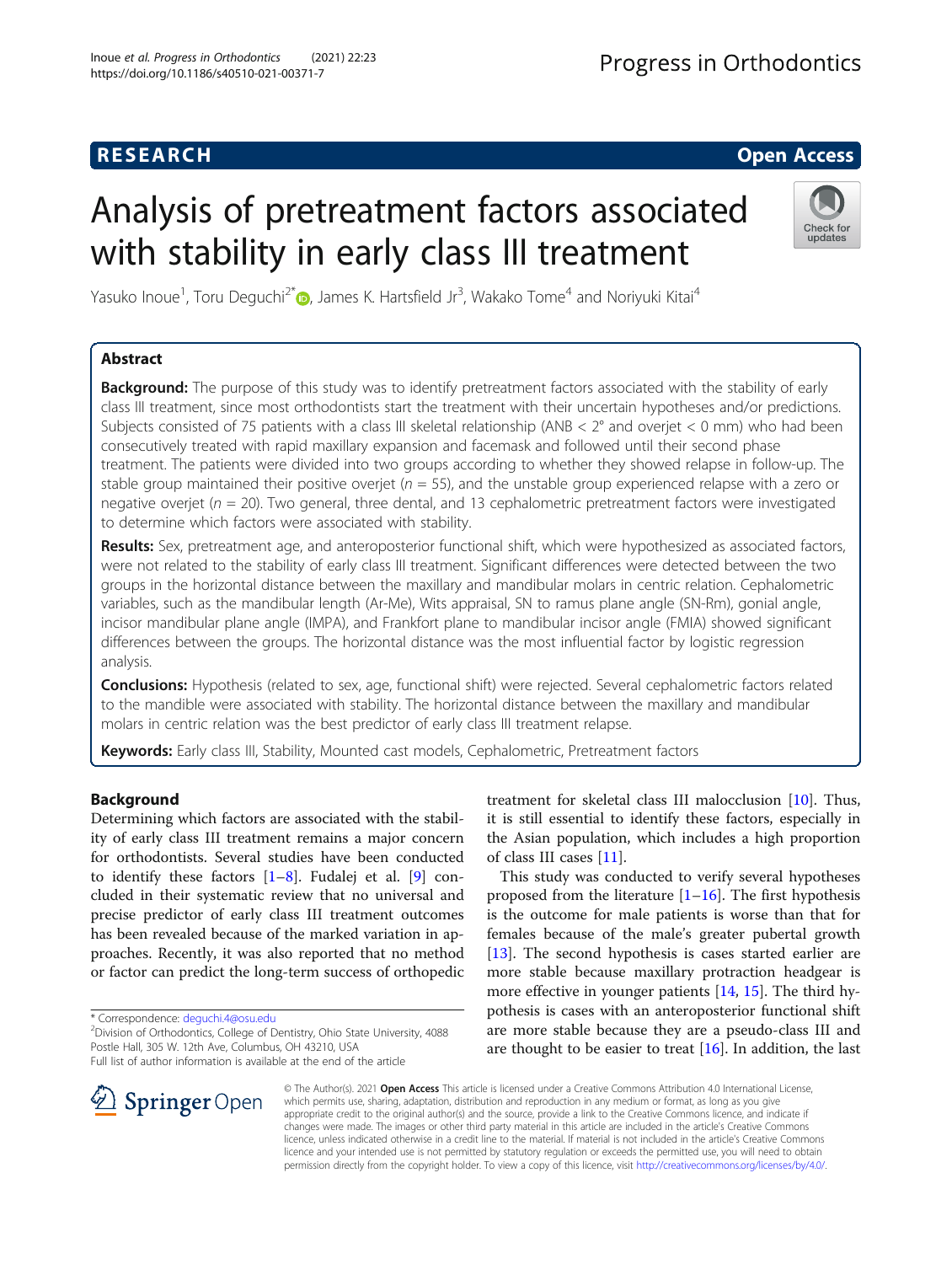RESEARCH Open Access

# Analysis of pretreatment factors associated with stability in early class III treatment

Yasuko Inoue[1], Toru Deguchi[2*], James K. Hartsfield Jr[3], Wakako Tome[4] and Noriyuki Kitai[4]

## Abstract

**Background:** The purpose of this study was to identify pretreatment factors associated with the stability of early class III treatment, since most orthodontists start the treatment with their uncertain hypotheses and/or predictions. Subjects consisted of 75 patients with a class III skeletal relationship (ANB < 2° and overjet < 0 mm) who had been consecutively treated with rapid maxillary expansion and facemask and followed until their second phase treatment. The patients were divided into two groups according to whether they showed relapse in follow-up. The stable group maintained their positive overjet ($n$ = 55), and the unstable group experienced relapse with a zero or negative overjet ($n$ = 20). Two general, three dental, and 13 cephalometric pretreatment factors were investigated to determine which factors were associated with stability.

**Results:** Sex, pretreatment age, and anteroposterior functional shift, which were hypothesized as associated factors, were not related to the stability of early class III treatment. Significant differences were detected between the two groups in the horizontal distance between the maxillary and mandibular molars in centric relation. Cephalometric variables, such as the mandibular length (Ar-Me), Wits appraisal, SN to ramus plane angle (SN-Rm), gonial angle, incisor mandibular plane angle (IMPA), and Frankfort plane to mandibular incisor angle (FMIA) showed significant differences between the groups. The horizontal distance was the most influential factor by logistic regression analysis.

**Conclusions:** Hypothesis (related to sex, age, functional shift) were rejected. Several cephalometric factors related to the mandible were associated with stability. The horizontal distance between the maxillary and mandibular molars in centric relation was the best predictor of early class III treatment relapse.

**Keywords:** Early class III, Stability, Mounted cast models, Cephalometric, Pretreatment factors

## Background

Determining which factors are associated with the stability of early class III treatment remains a major concern for orthodontists. Several studies have been conducted to identify these factors [1–8]. Fudalej et al. [9] concluded in their systematic review that no universal and precise predictor of early class III treatment outcomes has been revealed because of the marked variation in approaches. Recently, it was also reported that no method or factor can predict the long-term success of orthopedic treatment for skeletal class III malocclusion [10]. Thus, it is still essential to identify these factors, especially in the Asian population, which includes a high proportion of class III cases [11].

This study was conducted to verify several hypotheses proposed from the literature [1–16]. The first hypothesis is the outcome for male patients is worse than that for females because of the male's greater pubertal growth [13]. The second hypothesis is cases started earlier are more stable because maxillary protraction headgear is more effective in younger patients [14, 15]. The third hypothesis is cases with an anteroposterior functional shift are more stable because they are a pseudo-class III and are thought to be easier to treat [16]. In addition, the last

\* Correspondence: deguchi.4@osu.edu
[2]Division of Orthodontics, College of Dentistry, Ohio State University, 4088 Postle Hall, 305 W. 12th Ave, Columbus, OH 43210, USA
Full list of author information is available at the end of the article

© The Author(s). 2021 **Open Access** This article is licensed under a Creative Commons Attribution 4.0 International License, which permits use, sharing, adaptation, distribution and reproduction in any medium or format, as long as you give appropriate credit to the original author(s) and the source, provide a link to the Creative Commons licence, and indicate if changes were made. The images or other third party material in this article are included in the article's Creative Commons licence, unless indicated otherwise in a credit line to the material. If material is not included in the article's Creative Commons licence and your intended use is not permitted by statutory regulation or exceeds the permitted use, you will need to obtain permission directly from the copyright holder. To view a copy of this licence, visit http://creativecommons.org/licenses/by/4.0/.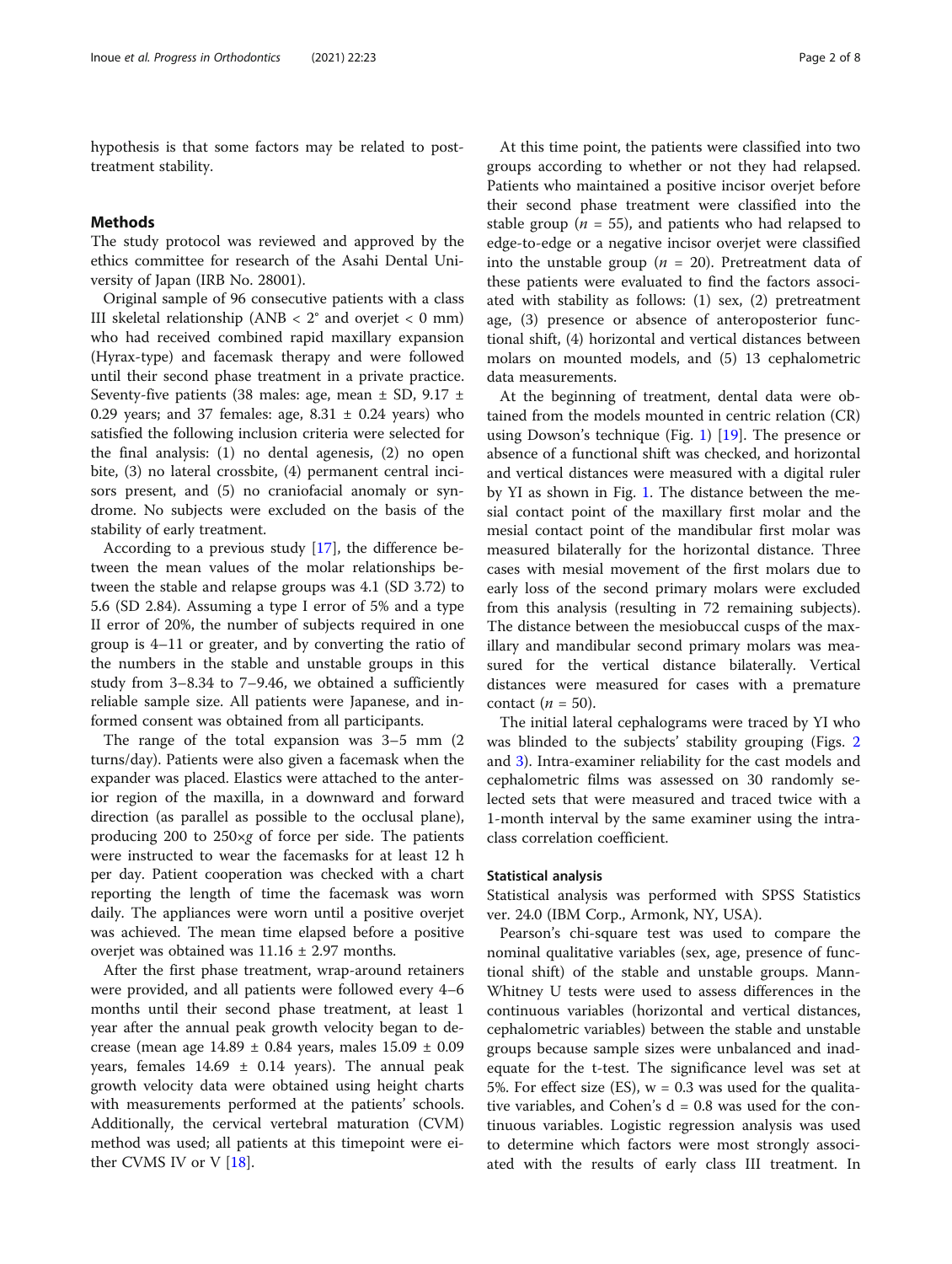hypothesis is that some factors may be related to post-treatment stability.

## Methods

The study protocol was reviewed and approved by the ethics committee for research of the Asahi Dental University of Japan (IRB No. 28001).

Original sample of 96 consecutive patients with a class III skeletal relationship (ANB < 2° and overjet < 0 mm) who had received combined rapid maxillary expansion (Hyrax-type) and facemask therapy and were followed until their second phase treatment in a private practice. Seventy-five patients (38 males: age, mean ± SD, 9.17 ± 0.29 years; and 37 females: age, 8.31 ± 0.24 years) who satisfied the following inclusion criteria were selected for the final analysis: (1) no dental agenesis, (2) no open bite, (3) no lateral crossbite, (4) permanent central incisors present, and (5) no craniofacial anomaly or syndrome. No subjects were excluded on the basis of the stability of early treatment.

According to a previous study [17], the difference between the mean values of the molar relationships between the stable and relapse groups was 4.1 (SD 3.72) to 5.6 (SD 2.84). Assuming a type I error of 5% and a type II error of 20%, the number of subjects required in one group is 4–11 or greater, and by converting the ratio of the numbers in the stable and unstable groups in this study from 3–8.34 to 7–9.46, we obtained a sufficiently reliable sample size. All patients were Japanese, and informed consent was obtained from all participants.

The range of the total expansion was 3–5 mm (2 turns/day). Patients were also given a facemask when the expander was placed. Elastics were attached to the anterior region of the maxilla, in a downward and forward direction (as parallel as possible to the occlusal plane), producing 200 to 250×*g* of force per side. The patients were instructed to wear the facemasks for at least 12 h per day. Patient cooperation was checked with a chart reporting the length of time the facemask was worn daily. The appliances were worn until a positive overjet was achieved. The mean time elapsed before a positive overjet was obtained was 11.16 ± 2.97 months.

After the first phase treatment, wrap-around retainers were provided, and all patients were followed every 4–6 months until their second phase treatment, at least 1 year after the annual peak growth velocity began to decrease (mean age 14.89 ± 0.84 years, males 15.09 ± 0.09 years, females 14.69 ± 0.14 years). The annual peak growth velocity data were obtained using height charts with measurements performed at the patients' schools. Additionally, the cervical vertebral maturation (CVM) method was used; all patients at this timepoint were either CVMS IV or V [18].

At this time point, the patients were classified into two groups according to whether or not they had relapsed. Patients who maintained a positive incisor overjet before their second phase treatment were classified into the stable group ($n$ = 55), and patients who had relapsed to edge-to-edge or a negative incisor overjet were classified into the unstable group ($n$ = 20). Pretreatment data of these patients were evaluated to find the factors associated with stability as follows: (1) sex, (2) pretreatment age, (3) presence or absence of anteroposterior functional shift, (4) horizontal and vertical distances between molars on mounted models, and (5) 13 cephalometric data measurements.

At the beginning of treatment, dental data were obtained from the models mounted in centric relation (CR) using Dowson's technique (Fig. 1) [19]. The presence or absence of a functional shift was checked, and horizontal and vertical distances were measured with a digital ruler by YI as shown in Fig. 1. The distance between the mesial contact point of the maxillary first molar and the mesial contact point of the mandibular first molar was measured bilaterally for the horizontal distance. Three cases with mesial movement of the first molars due to early loss of the second primary molars were excluded from this analysis (resulting in 72 remaining subjects). The distance between the mesiobuccal cusps of the maxillary and mandibular second primary molars was measured for the vertical distance bilaterally. Vertical distances were measured for cases with a premature contact ($n$ = 50).

The initial lateral cephalograms were traced by YI who was blinded to the subjects' stability grouping (Figs. 2 and 3). Intra-examiner reliability for the cast models and cephalometric films was assessed on 30 randomly selected sets that were measured and traced twice with a 1-month interval by the same examiner using the intraclass correlation coefficient.

### Statistical analysis

Statistical analysis was performed with SPSS Statistics ver. 24.0 (IBM Corp., Armonk, NY, USA).

Pearson's chi-square test was used to compare the nominal qualitative variables (sex, age, presence of functional shift) of the stable and unstable groups. Mann-Whitney U tests were used to assess differences in the continuous variables (horizontal and vertical distances, cephalometric variables) between the stable and unstable groups because sample sizes were unbalanced and inadequate for the t-test. The significance level was set at 5%. For effect size (ES), w = 0.3 was used for the qualitative variables, and Cohen's d = 0.8 was used for the continuous variables. Logistic regression analysis was used to determine which factors were most strongly associated with the results of early class III treatment. In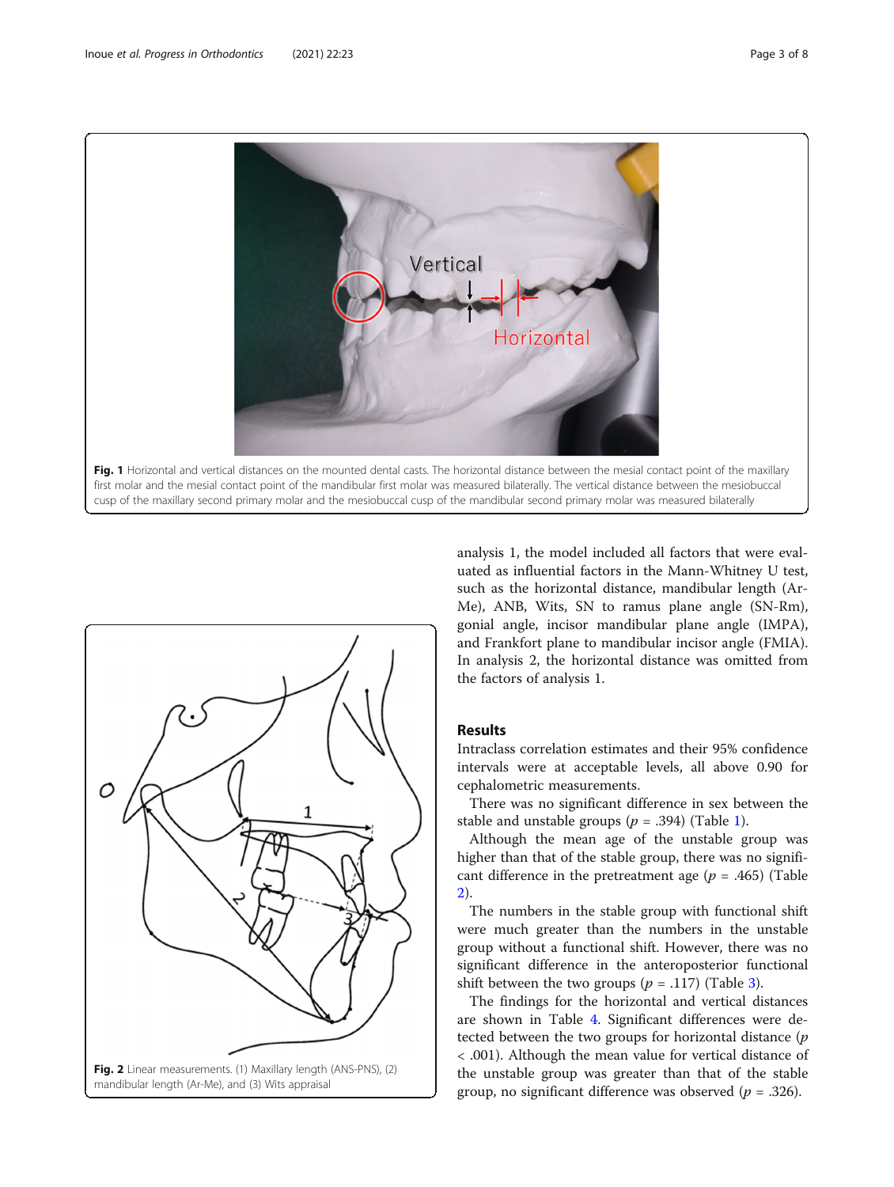Fig. 1 Horizontal and vertical distances on the mounted dental casts. The horizontal distance between the mesial contact point of the maxillary first molar and the mesial contact point of the mandibular first molar was measured bilaterally. The vertical distance between the mesiobuccal cusp of the maxillary second primary molar and the mesiobuccal cusp of the mandibular second primary molar was measured bilaterally

Fig. 2 Linear measurements. (1) Maxillary length (ANS-PNS), (2) mandibular length (Ar-Me), and (3) Wits appraisal

analysis 1, the model included all factors that were evaluated as influential factors in the Mann-Whitney U test, such as the horizontal distance, mandibular length (Ar-Me), ANB, Wits, SN to ramus plane angle (SN-Rm), gonial angle, incisor mandibular plane angle (IMPA), and Frankfort plane to mandibular incisor angle (FMIA). In analysis 2, the horizontal distance was omitted from the factors of analysis 1.

## Results

Intraclass correlation estimates and their 95% confidence intervals were at acceptable levels, all above 0.90 for cephalometric measurements.

There was no significant difference in sex between the stable and unstable groups ($p$ = .394) (Table 1).

Although the mean age of the unstable group was higher than that of the stable group, there was no significant difference in the pretreatment age ($p$ = .465) (Table 2).

The numbers in the stable group with functional shift were much greater than the numbers in the unstable group without a functional shift. However, there was no significant difference in the anteroposterior functional shift between the two groups ($p$ = .117) (Table 3).

The findings for the horizontal and vertical distances are shown in Table 4. Significant differences were detected between the two groups for horizontal distance ($p$ < .001). Although the mean value for vertical distance of the unstable group was greater than that of the stable group, no significant difference was observed ($p$ = .326).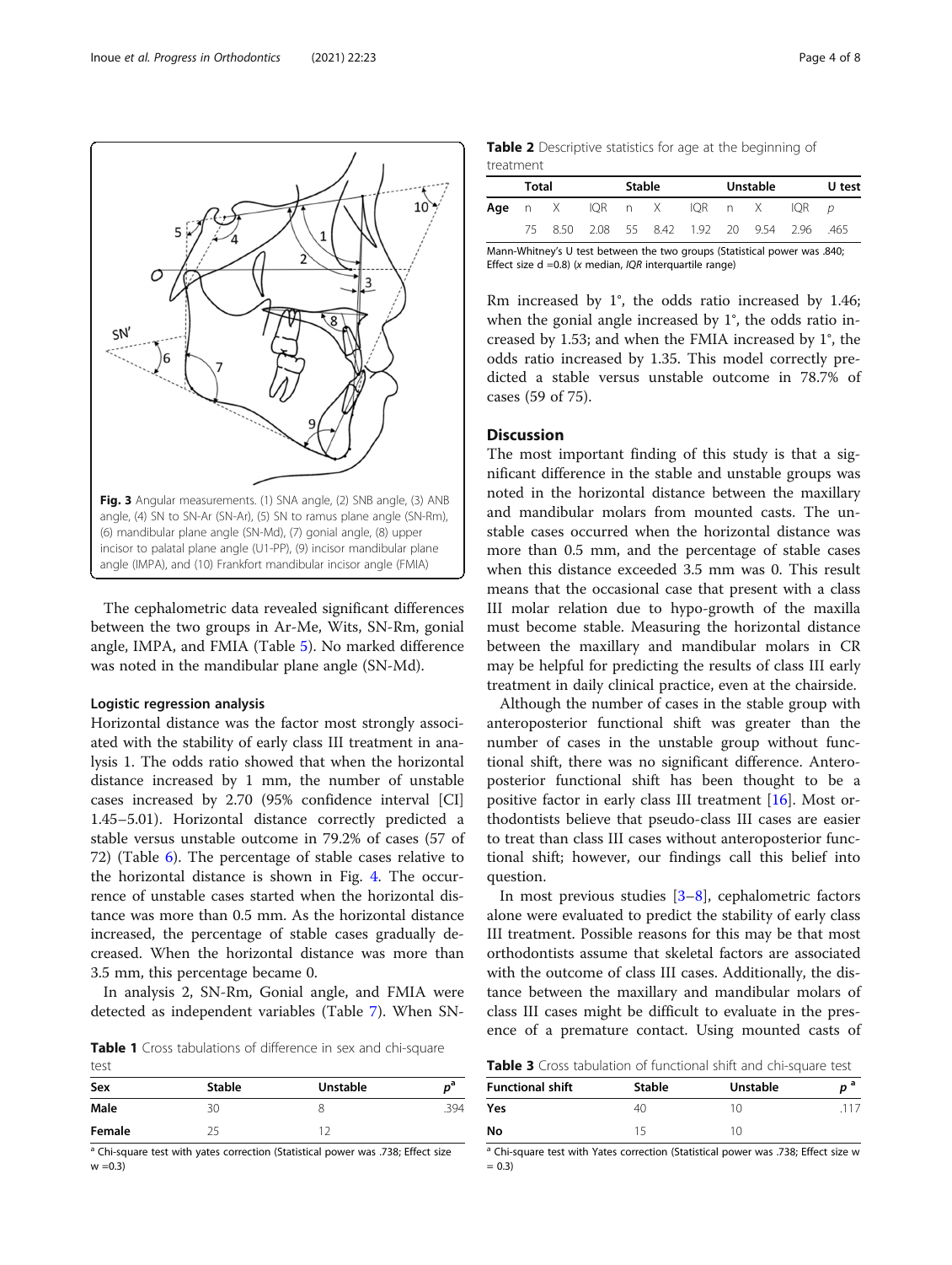Fig. 3 Angular measurements. (1) SNA angle, (2) SNB angle, (3) ANB angle, (4) SN to SN-Ar (SN-Ar), (5) SN to ramus plane angle (SN-Rm), (6) mandibular plane angle (SN-Md), (7) gonial angle, (8) upper incisor to palatal plane angle (U1-PP), (9) incisor mandibular plane angle (IMPA), and (10) Frankfort mandibular incisor angle (FMIA)

The cephalometric data revealed significant differences between the two groups in Ar-Me, Wits, SN-Rm, gonial angle, IMPA, and FMIA (Table 5). No marked difference was noted in the mandibular plane angle (SN-Md).

### Logistic regression analysis

Horizontal distance was the factor most strongly associated with the stability of early class III treatment in analysis 1. The odds ratio showed that when the horizontal distance increased by 1 mm, the number of unstable cases increased by 2.70 (95% confidence interval [CI] 1.45–5.01). Horizontal distance correctly predicted a stable versus unstable outcome in 79.2% of cases (57 of 72) (Table 6). The percentage of stable cases relative to the horizontal distance is shown in Fig. 4. The occurrence of unstable cases started when the horizontal distance was more than 0.5 mm. As the horizontal distance increased, the percentage of stable cases gradually decreased. When the horizontal distance was more than 3.5 mm, this percentage became 0.

In analysis 2, SN-Rm, Gonial angle, and FMIA were detected as independent variables (Table 7). When SN-Rm increased by 1°, the odds ratio increased by 1.46; when the gonial angle increased by 1°, the odds ratio increased by 1.53; and when the FMIA increased by 1°, the odds ratio increased by 1.35. This model correctly predicted a stable versus unstable outcome in 78.7% of cases (59 of 75).

**Table 1** Cross tabulations of difference in sex and chi-square test

| Sex | Stable | Unstable | $p$[a] |
|---|---|---|---|
| Male | 30 | 8 | .394 |
| Female | 25 | 12 | |

[a] Chi-square test with yates correction (Statistical power was .738; Effect size w =0.3)

**Table 2** Descriptive statistics for age at the beginning of treatment

| | Total | | | Stable | | | Unstable | | | U test |
|---|---|---|---|---|---|---|---|---|---|---|
| **Age** | n | X | IQR | n | X | IQR | n | X | IQR | p |
| | 75 | 8.50 | 2.08 | 55 | 8.42 | 1.92 | 20 | 9.54 | 2.96 | .465 |

Mann-Whitney's U test between the two groups (Statistical power was .840; Effect size d =0.8) (*x* median, *IQR* interquartile range)

## Discussion

The most important finding of this study is that a significant difference in the stable and unstable groups was noted in the horizontal distance between the maxillary and mandibular molars from mounted casts. The unstable cases occurred when the horizontal distance was more than 0.5 mm, and the percentage of stable cases when this distance exceeded 3.5 mm was 0. This result means that the occasional case that present with a class III molar relation due to hypo-growth of the maxilla must become stable. Measuring the horizontal distance between the maxillary and mandibular molars in CR may be helpful for predicting the results of class III early treatment in daily clinical practice, even at the chairside.

Although the number of cases in the stable group with anteroposterior functional shift was greater than the number of cases in the unstable group without functional shift, there was no significant difference. Anteroposterior functional shift has been thought to be a positive factor in early class III treatment [16]. Most orthodontists believe that pseudo-class III cases are easier to treat than class III cases without anteroposterior functional shift; however, our findings call this belief into question.

In most previous studies [3–8], cephalometric factors alone were evaluated to predict the stability of early class III treatment. Possible reasons for this may be that most orthodontists assume that skeletal factors are associated with the outcome of class III cases. Additionally, the distance between the maxillary and mandibular molars of class III cases might be difficult to evaluate in the presence of a premature contact. Using mounted casts of

**Table 3** Cross tabulation of functional shift and chi-square test

| Functional shift | Stable | Unstable | $p$[a] |
|---|---|---|---|
| Yes | 40 | 10 | .117 |
| No | 15 | 10 | |

[a] Chi-square test with Yates correction (Statistical power was .738; Effect size w = 0.3)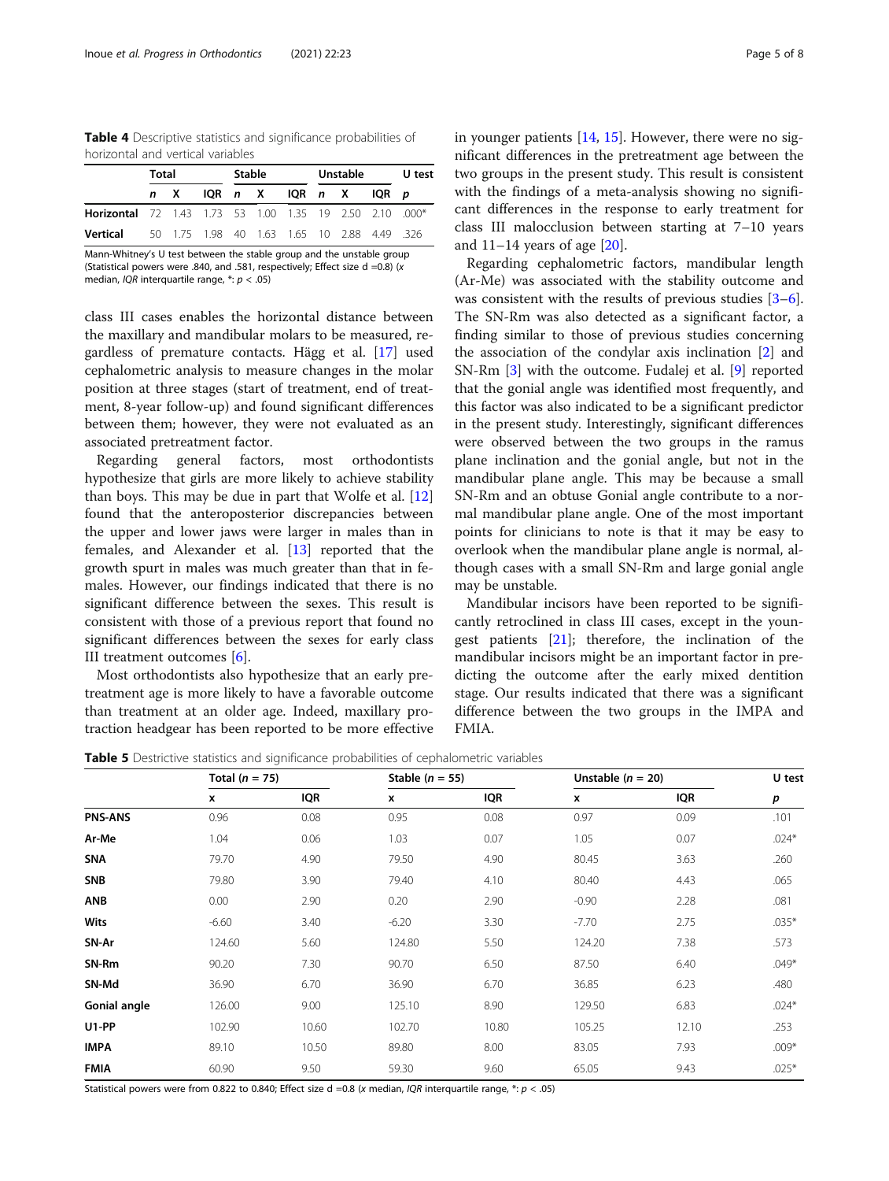**Table 4** Descriptive statistics and significance probabilities of horizontal and vertical variables

| | Total | | | Stable | | | Unstable | | | U test |
|---|---|---|---|---|---|---|---|---|---|---|
| | *n* | X | IQR | *n* | X | IQR | *n* | X | IQR | *p* |
| **Horizontal** | 72 | 1.43 | 1.73 | 53 | 1.00 | 1.35 | 19 | 2.50 | 2.10 | .000* |
| **Vertical** | 50 | 1.75 | 1.98 | 40 | 1.63 | 1.65 | 10 | 2.88 | 4.49 | .326 |

Mann-Whitney's U test between the stable group and the unstable group (Statistical powers were .840, and .581, respectively; Effect size d =0.8) (*x* median, *IQR* interquartile range, *: $p < .05$)

class III cases enables the horizontal distance between the maxillary and mandibular molars to be measured, regardless of premature contacts. Hägg et al. [17] used cephalometric analysis to measure changes in the molar position at three stages (start of treatment, end of treatment, 8-year follow-up) and found significant differences between them; however, they were not evaluated as an associated pretreatment factor.

Regarding general factors, most orthodontists hypothesize that girls are more likely to achieve stability than boys. This may be due in part that Wolfe et al. [12] found that the anteroposterior discrepancies between the upper and lower jaws were larger in males than in females, and Alexander et al. [13] reported that the growth spurt in males was much greater than that in females. However, our findings indicated that there is no significant difference between the sexes. This result is consistent with those of a previous report that found no significant differences between the sexes for early class III treatment outcomes [6].

Most orthodontists also hypothesize that an early pretreatment age is more likely to have a favorable outcome than treatment at an older age. Indeed, maxillary protraction headgear has been reported to be more effective in younger patients [14, 15]. However, there were no significant differences in the pretreatment age between the two groups in the present study. This result is consistent with the findings of a meta-analysis showing no significant differences in the response to early treatment for class III malocclusion between starting at 7–10 years and 11–14 years of age [20].

Regarding cephalometric factors, mandibular length (Ar-Me) was associated with the stability outcome and was consistent with the results of previous studies [3–6]. The SN-Rm was also detected as a significant factor, a finding similar to those of previous studies concerning the association of the condylar axis inclination [2] and SN-Rm [3] with the outcome. Fudalej et al. [9] reported that the gonial angle was identified most frequently, and this factor was also indicated to be a significant predictor in the present study. Interestingly, significant differences were observed between the two groups in the ramus plane inclination and the gonial angle, but not in the mandibular plane angle. This may be because a small SN-Rm and an obtuse Gonial angle contribute to a normal mandibular plane angle. One of the most important points for clinicians to note is that it may be easy to overlook when the mandibular plane angle is normal, although cases with a small SN-Rm and large gonial angle may be unstable.

Mandibular incisors have been reported to be significantly retroclined in class III cases, except in the youngest patients [21]; therefore, the inclination of the mandibular incisors might be an important factor in predicting the outcome after the early mixed dentition stage. Our results indicated that there was a significant difference between the two groups in the IMPA and FMIA.

**Table 5** Destrictive statistics and significance probabilities of cephalometric variables

| | Total (*n* = 75) | | Stable (*n* = 55) | | Unstable (*n* = 20) | | U test |
|---|---|---|---|---|---|---|---|
| | **x** | **IQR** | **x** | **IQR** | **x** | **IQR** | ***p*** |
| **PNS-ANS** | 0.96 | 0.08 | 0.95 | 0.08 | 0.97 | 0.09 | .101 |
| **Ar-Me** | 1.04 | 0.06 | 1.03 | 0.07 | 1.05 | 0.07 | .024* |
| **SNA** | 79.70 | 4.90 | 79.50 | 4.90 | 80.45 | 3.63 | .260 |
| **SNB** | 79.80 | 3.90 | 79.40 | 4.10 | 80.40 | 4.43 | .065 |
| **ANB** | 0.00 | 2.90 | 0.20 | 2.90 | -0.90 | 2.28 | .081 |
| **Wits** | -6.60 | 3.40 | -6.20 | 3.30 | -7.70 | 2.75 | .035* |
| **SN-Ar** | 124.60 | 5.60 | 124.80 | 5.50 | 124.20 | 7.38 | .573 |
| **SN-Rm** | 90.20 | 7.30 | 90.70 | 6.50 | 87.50 | 6.40 | .049* |
| **SN-Md** | 36.90 | 6.70 | 36.90 | 6.70 | 36.85 | 6.23 | .480 |
| **Gonial angle** | 126.00 | 9.00 | 125.10 | 8.90 | 129.50 | 6.83 | .024* |
| **U1-PP** | 102.90 | 10.60 | 102.70 | 10.80 | 105.25 | 12.10 | .253 |
| **IMPA** | 89.10 | 10.50 | 89.80 | 8.00 | 83.05 | 7.93 | .009* |
| **FMIA** | 60.90 | 9.50 | 59.30 | 9.60 | 65.05 | 9.43 | .025* |

Statistical powers were from 0.822 to 0.840; Effect size d =0.8 (*x* median, *IQR* interquartile range, *: $p < .05$)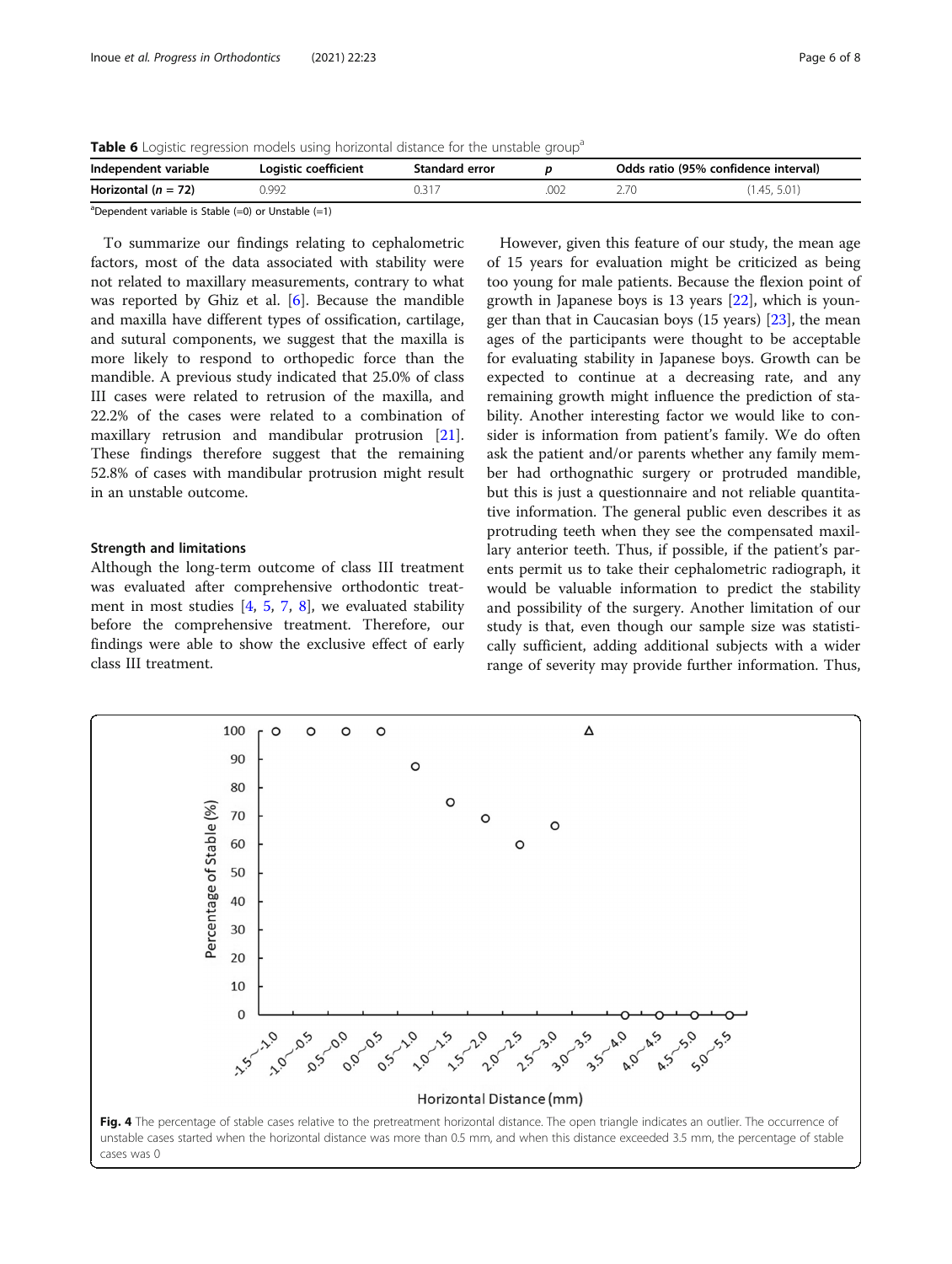**Table 6** Logistic regression models using horizontal distance for the unstable group[a]

| Independent variable | Logistic coefficient | Standard error | *p* | Odds ratio (95% confidence interval) | |
|---|---|---|---|---|---|
| **Horizontal (*n* = 72)** | 0.992 | 0.317 | .002 | 2.70 | (1.45, 5.01) |

[a]Dependent variable is Stable (=0) or Unstable (=1)

To summarize our findings relating to cephalometric factors, most of the data associated with stability were not related to maxillary measurements, contrary to what was reported by Ghiz et al. [6]. Because the mandible and maxilla have different types of ossification, cartilage, and sutural components, we suggest that the maxilla is more likely to respond to orthopedic force than the mandible. A previous study indicated that 25.0% of class III cases were related to retrusion of the maxilla, and 22.2% of the cases were related to a combination of maxillary retrusion and mandibular protrusion [21]. These findings therefore suggest that the remaining 52.8% of cases with mandibular protrusion might result in an unstable outcome.

### Strength and limitations

Although the long-term outcome of class III treatment was evaluated after comprehensive orthodontic treatment in most studies [4, 5, 7, 8], we evaluated stability before the comprehensive treatment. Therefore, our findings were able to show the exclusive effect of early class III treatment.

However, given this feature of our study, the mean age of 15 years for evaluation might be criticized as being too young for male patients. Because the flexion point of growth in Japanese boys is 13 years [22], which is younger than that in Caucasian boys (15 years) [23], the mean ages of the participants were thought to be acceptable for evaluating stability in Japanese boys. Growth can be expected to continue at a decreasing rate, and any remaining growth might influence the prediction of stability. Another interesting factor we would like to consider is information from patient's family. We do often ask the patient and/or parents whether any family member had orthognathic surgery or protruded mandible, but this is just a questionnaire and not reliable quantitative information. The general public even describes it as protruding teeth when they see the compensated maxillary anterior teeth. Thus, if possible, if the patient's parents permit us to take their cephalometric radiograph, it would be valuable information to predict the stability and possibility of the surgery. Another limitation of our study is that, even though our sample size was statistically sufficient, adding additional subjects with a wider range of severity may provide further information. Thus,

**Fig. 4** The percentage of stable cases relative to the pretreatment horizontal distance. The open triangle indicates an outlier. The occurrence of unstable cases started when the horizontal distance was more than 0.5 mm, and when this distance exceeded 3.5 mm, the percentage of stable cases was 0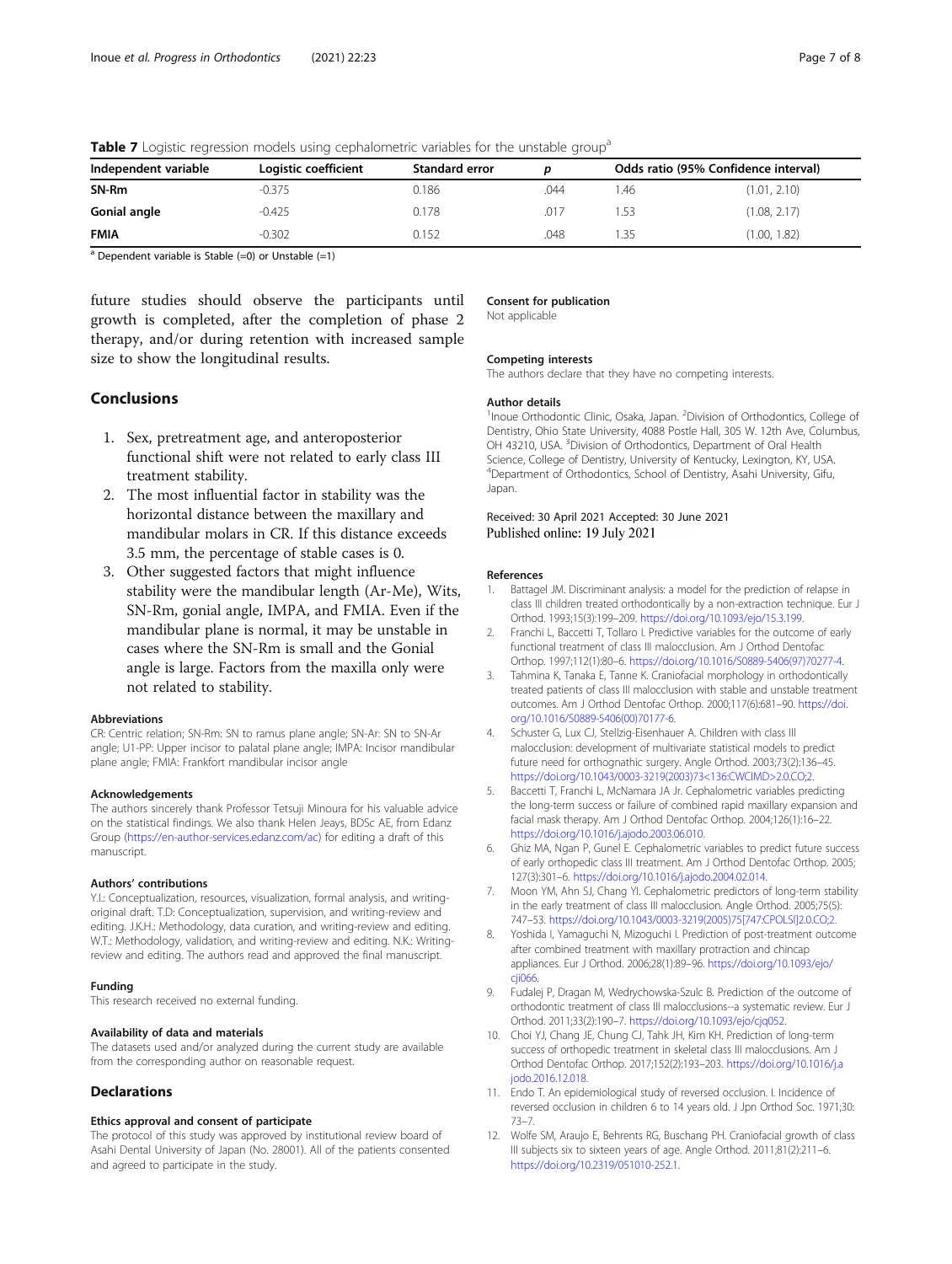**Table 7** Logistic regression models using cephalometric variables for the unstable group[a]

| Independent variable | Logistic coefficient | Standard error | p | Odds ratio (95% Confidence interval) | |
|---|---|---|---|---|---|
| **SN-Rm** | -0.375 | 0.186 | .044 | 1.46 | (1.01, 2.10) |
| **Gonial angle** | -0.425 | 0.178 | .017 | 1.53 | (1.08, 2.17) |
| **FMIA** | -0.302 | 0.152 | .048 | 1.35 | (1.00, 1.82) |

[a] Dependent variable is Stable (=0) or Unstable (=1)

future studies should observe the participants until growth is completed, after the completion of phase 2 therapy, and/or during retention with increased sample size to show the longitudinal results.

## Conclusions

1. Sex, pretreatment age, and anteroposterior functional shift were not related to early class III treatment stability.
2. The most influential factor in stability was the horizontal distance between the maxillary and mandibular molars in CR. If this distance exceeds 3.5 mm, the percentage of stable cases is 0.
3. Other suggested factors that might influence stability were the mandibular length (Ar-Me), Wits, SN-Rm, gonial angle, IMPA, and FMIA. Even if the mandibular plane is normal, it may be unstable in cases where the SN-Rm is small and the Gonial angle is large. Factors from the maxilla only were not related to stability.

#### Abbreviations

CR: Centric relation; SN-Rm: SN to ramus plane angle; SN-Ar: SN to SN-Ar angle; U1-PP: Upper incisor to palatal plane angle; IMPA: Incisor mandibular plane angle; FMIA: Frankfort mandibular incisor angle

#### Acknowledgements

The authors sincerely thank Professor Tetsuji Minoura for his valuable advice on the statistical findings. We also thank Helen Jeays, BDSc AE, from Edanz Group (https://en-author-services.edanz.com/ac) for editing a draft of this manuscript.

#### Authors' contributions

Y.I.: Conceptualization, resources, visualization, formal analysis, and writing-original draft. T.D: Conceptualization, supervision, and writing-review and editing. J.K.H.: Methodology, data curation, and writing-review and editing. W.T.: Methodology, validation, and writing-review and editing. N.K.: Writing-review and editing. The authors read and approved the final manuscript.

#### Funding

This research received no external funding.

#### Availability of data and materials

The datasets used and/or analyzed during the current study are available from the corresponding author on reasonable request.

## Declarations

#### Ethics approval and consent of participate

The protocol of this study was approved by institutional review board of Asahi Dental University of Japan (No. 28001). All of the patients consented and agreed to participate in the study.

#### Consent for publication

Not applicable

#### Competing interests

The authors declare that they have no competing interests.

#### Author details

[1]Inoue Orthodontic Clinic, Osaka, Japan. [2]Division of Orthodontics, College of Dentistry, Ohio State University, 4088 Postle Hall, 305 W. 12th Ave, Columbus, OH 43210, USA. [3]Division of Orthodontics, Department of Oral Health Science, College of Dentistry, University of Kentucky, Lexington, KY, USA. [4]Department of Orthodontics, School of Dentistry, Asahi University, Gifu, Japan.

Received: 30 April 2021 Accepted: 30 June 2021
Published online: 19 July 2021

#### References

1. Battagel JM. Discriminant analysis: a model for the prediction of relapse in class III children treated orthodontically by a non-extraction technique. Eur J Orthod. 1993;15(3):199–209. https://doi.org/10.1093/ejo/15.3.199.
2. Franchi L, Baccetti T, Tollaro I. Predictive variables for the outcome of early functional treatment of class III malocclusion. Am J Orthod Dentofac Orthop. 1997;112(1):80–6. https://doi.org/10.1016/S0889-5406(97)70277-4.
3. Tahmina K, Tanaka E, Tanne K. Craniofacial morphology in orthodontically treated patients of class III malocclusion with stable and unstable treatment outcomes. Am J Orthod Dentofac Orthop. 2000;117(6):681–90. https://doi.org/10.1016/S0889-5406(00)70177-6.
4. Schuster G, Lux CJ, Stellzig-Eisenhauer A. Children with class III malocclusion: development of multivariate statistical models to predict future need for orthognathic surgery. Angle Orthod. 2003;73(2):136–45. https://doi.org/10.1043/0003-3219(2003)73<136:CWCIMD>2.0.CO;2.
5. Baccetti T, Franchi L, McNamara JA Jr. Cephalometric variables predicting the long-term success or failure of combined rapid maxillary expansion and facial mask therapy. Am J Orthod Dentofac Orthop. 2004;126(1):16–22. https://doi.org/10.1016/j.ajodo.2003.06.010.
6. Ghiz MA, Ngan P, Gunel E. Cephalometric variables to predict future success of early orthopedic class III treatment. Am J Orthod Dentofac Orthop. 2005;127(3):301–6. https://doi.org/10.1016/j.ajodo.2004.02.014.
7. Moon YM, Ahn SJ, Chang YI. Cephalometric predictors of long-term stability in the early treatment of class III malocclusion. Angle Orthod. 2005;75(5):747–53. https://doi.org/10.1043/0003-3219(2005)75[747:CPOLSI]2.0.CO;2.
8. Yoshida I, Yamaguchi N, Mizoguchi I. Prediction of post-treatment outcome after combined treatment with maxillary protraction and chincap appliances. Eur J Orthod. 2006;28(1):89–96. https://doi.org/10.1093/ejo/cji066.
9. Fudalej P, Dragan M, Wedrychowska-Szulc B. Prediction of the outcome of orthodontic treatment of class III malocclusions--a systematic review. Eur J Orthod. 2011;33(2):190–7. https://doi.org/10.1093/ejo/cjq052.
10. Choi YJ, Chang JE, Chung CJ, Tahk JH, Kim KH. Prediction of long-term success of orthopedic treatment in skeletal class III malocclusions. Am J Orthod Dentofac Orthop. 2017;152(2):193–203. https://doi.org/10.1016/j.ajodo.2016.12.018.
11. Endo T. An epidemiological study of reversed occlusion. I. Incidence of reversed occlusion in children 6 to 14 years old. J Jpn Orthod Soc. 1971;30:73–7.
12. Wolfe SM, Araujo E, Behrents RG, Buschang PH. Craniofacial growth of class III subjects six to sixteen years of age. Angle Orthod. 2011;81(2):211–6. https://doi.org/10.2319/051010-252.1.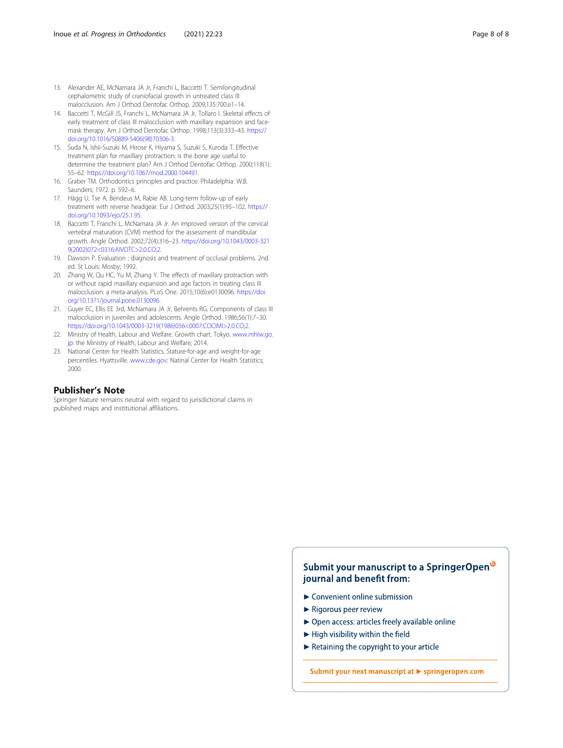13. Alexander AE, McNamara JA Jr, Franchi L, Baccetti T. Semilongitudinal cephalometric study of craniofacial growth in untreated class III malocclusion. Am J Orthod Dentofac Orthop. 2009;135:700.e1–14.
14. Baccetti T, McGill JS, Franchi L, McNamara JA Jr, Tollaro I. Skeletal effects of early treatment of class III malocclusion with maxillary expansion and face-mask therapy. Am J Orthod Dentofac Orthop. 1998;113(3):333–43. https://doi.org/10.1016/S0889-5406(98)70306-3.
15. Suda N, Ishii-Suzuki M, Hirose K, Hiyama S, Suzuki S, Kuroda T. Effective treatment plan for maxillary protraction: is the bone age useful to determine the treatment plan? Am J Orthod Dentofac Orthop. 2000;118(1):55–62. https://doi.org/10.1067/mod.2000.104491.
16. Graber TM. Orthodontics principles and practice. Philadelphia: W.B. Saunders; 1972. p. 592–6.
17. Hägg U, Tse A, Bendeus M, Rabie AB. Long-term follow-up of early treatment with reverse headgear. Eur J Orthod. 2003;25(1):95–102. https://doi.org/10.1093/ejo/25.1.95.
18. Baccetti T, Franchi L, McNamara JA Jr. An improved version of the cervical vertebral maturation (CVM) method for the assessment of mandibular growth. Angle Orthod. 2002;72(4):316–23. https://doi.org/10.1043/0003-3219(2002)072<0316:AIVOTC>2.0.CO;2.
19. Dawson P. Evaluation : diagnosis and treatment of occlusal problems. 2nd ed. St Louis: Mosby; 1992.
20. Zhang W, Qu HC, Yu M, Zhang Y. The effects of maxillary protraction with or without rapid maxillary expansion and age factors in treating class III malocclusion: a meta-analysis. PLoS One. 2015;10(6):e0130096. https://doi.org/10.1371/journal.pone.0130096.
21. Guyer EC, Ellis EE 3rd, McNamara JA Jr, Behrents RG. Components of class III malocclusion in juveniles and adolescents. Angle Orthod. 1986;56(1):7–30. https://doi.org/10.1043/0003-3219(1986)056<0007:COCIMI>2.0.CO;2.
22. Ministry of Health, Labour and Welfare. Growth chart. Tokyo. www.mhlw.go.jp: the Ministry of Health, Labour and Welfare; 2014.
23. National Center for Health Statistics. Stature-for-age and weight-for-age percentiles. Hyattsville. www.cde.gov: Natinal Center for Health Statistics; 2000.

## Publisher's Note

Springer Nature remains neutral with regard to jurisdictional claims in published maps and institutional affiliations.

**Submit your manuscript to a SpringerOpen journal and benefit from:**

- ► Convenient online submission
- ► Rigorous peer review
- ► Open access: articles freely available online
- ► High visibility within the field
- ► Retaining the copyright to your article

**Submit your next manuscript at ► springeropen.com**